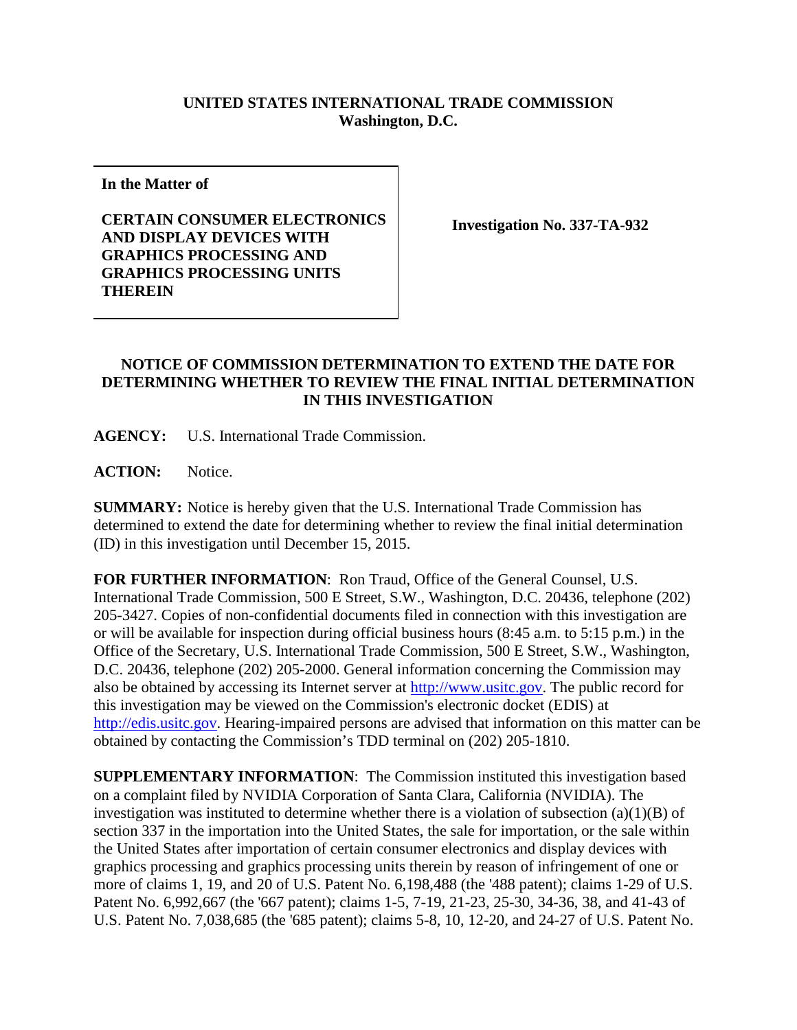**UNITED STATES INTERNATIONAL TRADE COMMISSION**
**Washington, D.C.**

**In the Matter of**

**CERTAIN CONSUMER ELECTRONICS AND DISPLAY DEVICES WITH GRAPHICS PROCESSING AND GRAPHICS PROCESSING UNITS THEREIN**

**Investigation No. 337-TA-932**

## NOTICE OF COMMISSION DETERMINATION TO EXTEND THE DATE FOR DETERMINING WHETHER TO REVIEW THE FINAL INITIAL DETERMINATION IN THIS INVESTIGATION

**AGENCY:** U.S. International Trade Commission.

**ACTION:** Notice.

**SUMMARY:** Notice is hereby given that the U.S. International Trade Commission has determined to extend the date for determining whether to review the final initial determination (ID) in this investigation until December 15, 2015.

**FOR FURTHER INFORMATION**: Ron Traud, Office of the General Counsel, U.S. International Trade Commission, 500 E Street, S.W., Washington, D.C. 20436, telephone (202) 205-3427. Copies of non-confidential documents filed in connection with this investigation are or will be available for inspection during official business hours (8:45 a.m. to 5:15 p.m.) in the Office of the Secretary, U.S. International Trade Commission, 500 E Street, S.W., Washington, D.C. 20436, telephone (202) 205-2000. General information concerning the Commission may also be obtained by accessing its Internet server at http://www.usitc.gov. The public record for this investigation may be viewed on the Commission's electronic docket (EDIS) at http://edis.usitc.gov. Hearing-impaired persons are advised that information on this matter can be obtained by contacting the Commission's TDD terminal on (202) 205-1810.

**SUPPLEMENTARY INFORMATION**: The Commission instituted this investigation based on a complaint filed by NVIDIA Corporation of Santa Clara, California (NVIDIA). The investigation was instituted to determine whether there is a violation of subsection (a)(1)(B) of section 337 in the importation into the United States, the sale for importation, or the sale within the United States after importation of certain consumer electronics and display devices with graphics processing and graphics processing units therein by reason of infringement of one or more of claims 1, 19, and 20 of U.S. Patent No. 6,198,488 (the '488 patent); claims 1-29 of U.S. Patent No. 6,992,667 (the '667 patent); claims 1-5, 7-19, 21-23, 25-30, 34-36, 38, and 41-43 of U.S. Patent No. 7,038,685 (the '685 patent); claims 5-8, 10, 12-20, and 24-27 of U.S. Patent No.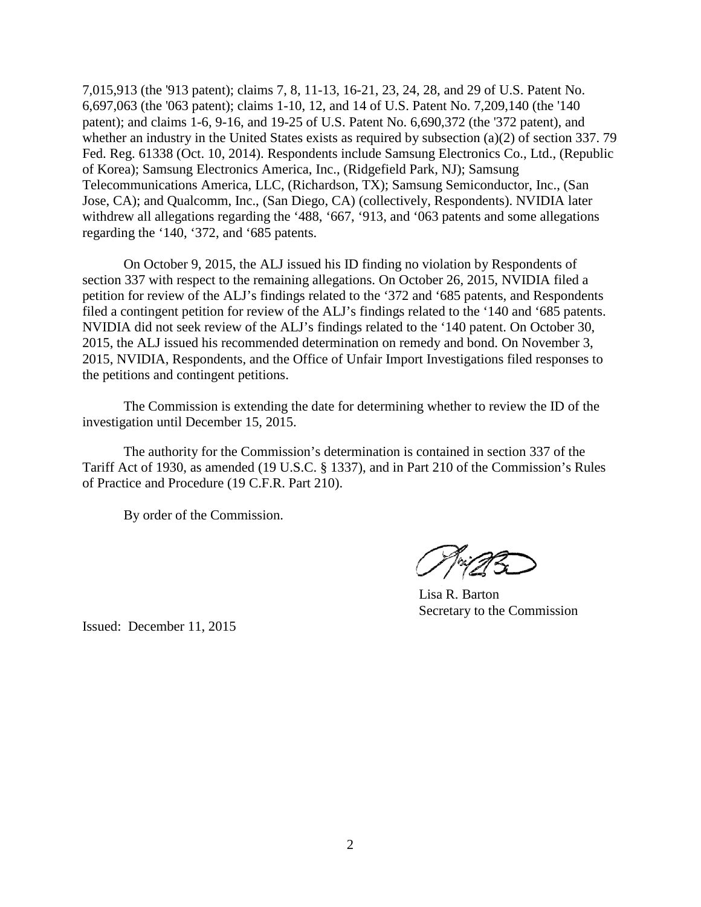7,015,913 (the '913 patent); claims 7, 8, 11-13, 16-21, 23, 24, 28, and 29 of U.S. Patent No. 6,697,063 (the '063 patent); claims 1-10, 12, and 14 of U.S. Patent No. 7,209,140 (the '140 patent); and claims 1-6, 9-16, and 19-25 of U.S. Patent No. 6,690,372 (the '372 patent), and whether an industry in the United States exists as required by subsection (a)(2) of section 337. 79 Fed. Reg. 61338 (Oct. 10, 2014). Respondents include Samsung Electronics Co., Ltd., (Republic of Korea); Samsung Electronics America, Inc., (Ridgefield Park, NJ); Samsung Telecommunications America, LLC, (Richardson, TX); Samsung Semiconductor, Inc., (San Jose, CA); and Qualcomm, Inc., (San Diego, CA) (collectively, Respondents). NVIDIA later withdrew all allegations regarding the '488, '667, '913, and '063 patents and some allegations regarding the '140, '372, and '685 patents.

On October 9, 2015, the ALJ issued his ID finding no violation by Respondents of section 337 with respect to the remaining allegations. On October 26, 2015, NVIDIA filed a petition for review of the ALJ's findings related to the '372 and '685 patents, and Respondents filed a contingent petition for review of the ALJ's findings related to the '140 and '685 patents. NVIDIA did not seek review of the ALJ's findings related to the '140 patent. On October 30, 2015, the ALJ issued his recommended determination on remedy and bond. On November 3, 2015, NVIDIA, Respondents, and the Office of Unfair Import Investigations filed responses to the petitions and contingent petitions.

The Commission is extending the date for determining whether to review the ID of the investigation until December 15, 2015.

The authority for the Commission's determination is contained in section 337 of the Tariff Act of 1930, as amended (19 U.S.C. § 1337), and in Part 210 of the Commission's Rules of Practice and Procedure (19 C.F.R. Part 210).

By order of the Commission.

Lisa R. Barton
Secretary to the Commission

Issued: December 11, 2015